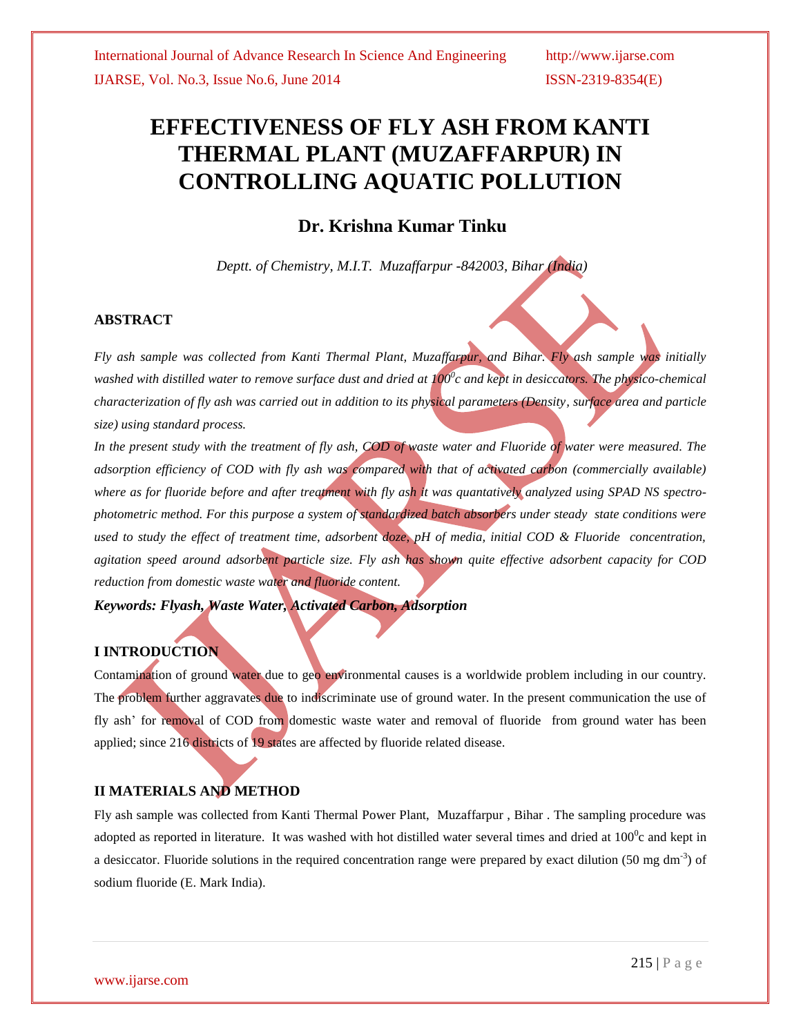# EFFECTIVENESS OF FLY ASH FROM KANTI THERMAL PLANT (MUZAFFARPUR) IN CONTROLLING AQUATIC POLLUTION

## Dr. Krishna Kumar Tinku

*Deptt. of Chemistry, M.I.T. Muzaffarpur -842003, Bihar (India)*

### ABSTRACT

*Fly ash sample was collected from Kanti Thermal Plant, Muzaffarpur, and Bihar. Fly ash sample was initially washed with distilled water to remove surface dust and dried at $100^0c$ and kept in desiccators. The physico-chemical characterization of fly ash was carried out in addition to its physical parameters (Density, surface area and particle size) using standard process.*

*In the present study with the treatment of fly ash, COD of waste water and Fluoride of water were measured. The adsorption efficiency of COD with fly ash was compared with that of activated carbon (commercially available) where as for fluoride before and after treatment with fly ash it was quantatively analyzed using SPAD NS spectro-photometric method. For this purpose a system of standardized batch absorbers under steady state conditions were used to study the effect of treatment time, adsorbent doze, pH of media, initial COD & Fluoride concentration, agitation speed around adsorbent particle size. Fly ash has shown quite effective adsorbent capacity for COD reduction from domestic waste water and fluoride content.*

***Keywords: Flyash, Waste Water, Activated Carbon, Adsorption***

### I INTRODUCTION

Contamination of ground water due to geo environmental causes is a worldwide problem including in our country. The problem further aggravates due to indiscriminate use of ground water. In the present communication the use of fly ash' for removal of COD from domestic waste water and removal of fluoride from ground water has been applied; since 216 districts of 19 states are affected by fluoride related disease.

### II MATERIALS AND METHOD

Fly ash sample was collected from Kanti Thermal Power Plant, Muzaffarpur , Bihar . The sampling procedure was adopted as reported in literature. It was washed with hot distilled water several times and dried at $100^0c$ and kept in a desiccator. Fluoride solutions in the required concentration range were prepared by exact dilution (50 mg $dm^{-3}$) of sodium fluoride (E. Mark India).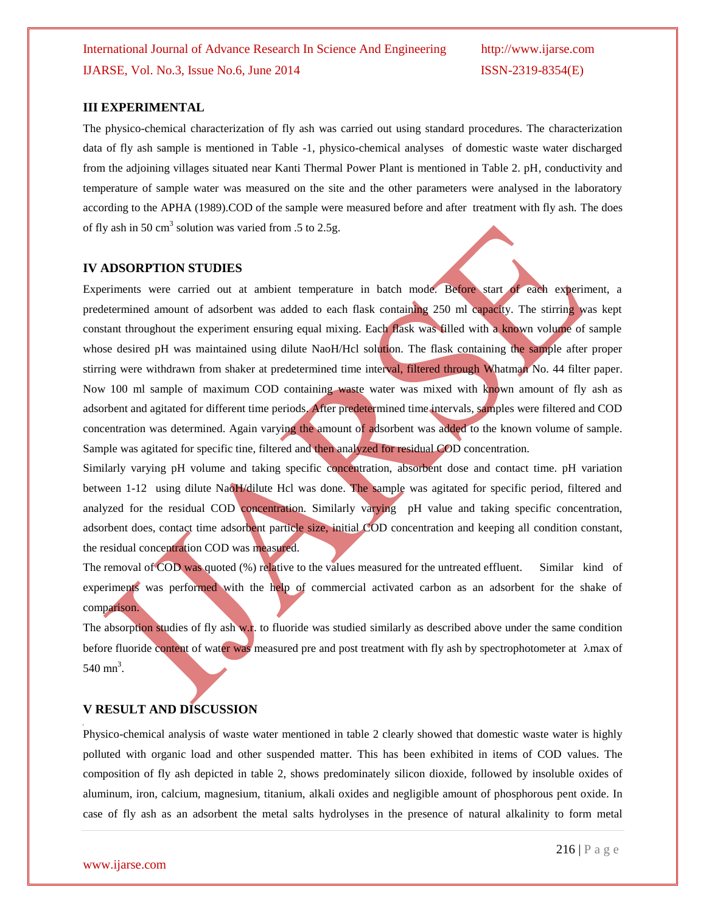## III EXPERIMENTAL

The physico-chemical characterization of fly ash was carried out using standard procedures. The characterization data of fly ash sample is mentioned in Table -1, physico-chemical analyses of domestic waste water discharged from the adjoining villages situated near Kanti Thermal Power Plant is mentioned in Table 2. pH, conductivity and temperature of sample water was measured on the site and the other parameters were analysed in the laboratory according to the APHA (1989).COD of the sample were measured before and after treatment with fly ash. The does of fly ash in 50 $cm^3$ solution was varied from .5 to 2.5g.

## IV ADSORPTION STUDIES

Experiments were carried out at ambient temperature in batch mode. Before start of each experiment, a predetermined amount of adsorbent was added to each flask containing 250 ml capacity. The stirring was kept constant throughout the experiment ensuring equal mixing. Each flask was filled with a known volume of sample whose desired pH was maintained using dilute NaoH/Hcl solution. The flask containing the sample after proper stirring were withdrawn from shaker at predetermined time interval, filtered through Whatman No. 44 filter paper. Now 100 ml sample of maximum COD containing waste water was mixed with known amount of fly ash as adsorbent and agitated for different time periods. After predetermined time intervals, samples were filtered and COD concentration was determined. Again varying the amount of adsorbent was added to the known volume of sample. Sample was agitated for specific tine, filtered and then analyzed for residual COD concentration.

Similarly varying pH volume and taking specific concentration, absorbent dose and contact time. pH variation between 1-12 using dilute NaoH/dilute Hcl was done. The sample was agitated for specific period, filtered and analyzed for the residual COD concentration. Similarly varying pH value and taking specific concentration, adsorbent does, contact time adsorbent particle size, initial COD concentration and keeping all condition constant, the residual concentration COD was measured.

The removal of COD was quoted (%) relative to the values measured for the untreated effluent. Similar kind of experiments was performed with the help of commercial activated carbon as an adsorbent for the shake of comparison.

The absorption studies of fly ash w.r. to fluoride was studied similarly as described above under the same condition before fluoride content of water was measured pre and post treatment with fly ash by spectrophotometer at λmax of 540 $mn^3$.

## V RESULT AND DISCUSSION

Physico-chemical analysis of waste water mentioned in table 2 clearly showed that domestic waste water is highly polluted with organic load and other suspended matter. This has been exhibited in items of COD values. The composition of fly ash depicted in table 2, shows predominately silicon dioxide, followed by insoluble oxides of aluminum, iron, calcium, magnesium, titanium, alkali oxides and negligible amount of phosphorous pent oxide. In case of fly ash as an adsorbent the metal salts hydrolyses in the presence of natural alkalinity to form metal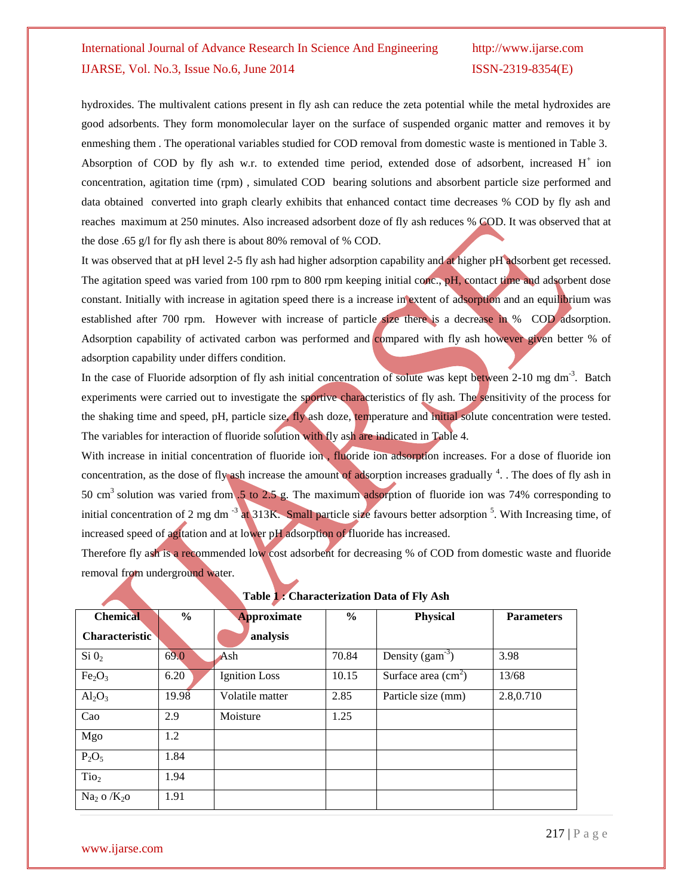hydroxides. The multivalent cations present in fly ash can reduce the zeta potential while the metal hydroxides are good adsorbents. They form monomolecular layer on the surface of suspended organic matter and removes it by enmeshing them . The operational variables studied for COD removal from domestic waste is mentioned in Table 3.

Absorption of COD by fly ash w.r. to extended time period, extended dose of adsorbent, increased $H^+$ ion concentration, agitation time (rpm) , simulated COD bearing solutions and absorbent particle size performed and data obtained converted into graph clearly exhibits that enhanced contact time decreases % COD by fly ash and reaches maximum at 250 minutes. Also increased adsorbent doze of fly ash reduces % COD. It was observed that at the dose .65 g/l for fly ash there is about 80% removal of % COD.

It was observed that at pH level 2-5 fly ash had higher adsorption capability and at higher pH adsorbent get recessed. The agitation speed was varied from 100 rpm to 800 rpm keeping initial conc., pH, contact time and adsorbent dose constant. Initially with increase in agitation speed there is a increase in extent of adsorption and an equilibrium was established after 700 rpm. However with increase of particle size there is a decrease in % COD adsorption. Adsorption capability of activated carbon was performed and compared with fly ash however given better % of adsorption capability under differs condition.

In the case of Fluoride adsorption of fly ash initial concentration of solute was kept between 2-10 mg $dm^{-3}$. Batch experiments were carried out to investigate the sportive characteristics of fly ash. The sensitivity of the process for the shaking time and speed, pH, particle size, fly ash doze, temperature and initial solute concentration were tested. The variables for interaction of fluoride solution with fly ash are indicated in Table 4.

With increase in initial concentration of fluoride ion , fluoride ion adsorption increases. For a dose of fluoride ion concentration, as the dose of fly ash increase the amount of adsorption increases gradually [4]. . The does of fly ash in 50 $cm^3$ solution was varied from .5 to 2.5 g. The maximum adsorption of fluoride ion was 74% corresponding to initial concentration of 2 mg $dm^{-3}$ at 313K. Small particle size favours better adsorption [5]. With Increasing time, of increased speed of agitation and at lower pH adsorption of fluoride has increased.

Therefore fly ash is a recommended low cost adsorbent for decreasing % of COD from domestic waste and fluoride removal from underground water.

**Table 1 : Characterization Data of Fly Ash**

| Chemical Characteristic | % | Approximate analysis | % | Physical | Parameters |
|---|---|---|---|---|---|
| $Si\,0_2$ | 69.0 | Ash | 70.84 | Density ($gam^{-3}$) | 3.98 |
| $Fe_2O_3$ | 6.20 | Ignition Loss | 10.15 | Surface area ($cm^2$) | 13/68 |
| $Al_2O_3$ | 19.98 | Volatile matter | 2.85 | Particle size (mm) | 2.8,0.710 |
| Cao | 2.9 | Moisture | 1.25 | | |
| Mgo | 1.2 | | | | |
| $P_2O_5$ | 1.84 | | | | |
| $Tio_2$ | 1.94 | | | | |
| $Na_2\,o\,/K_2o$ | 1.91 | | | | |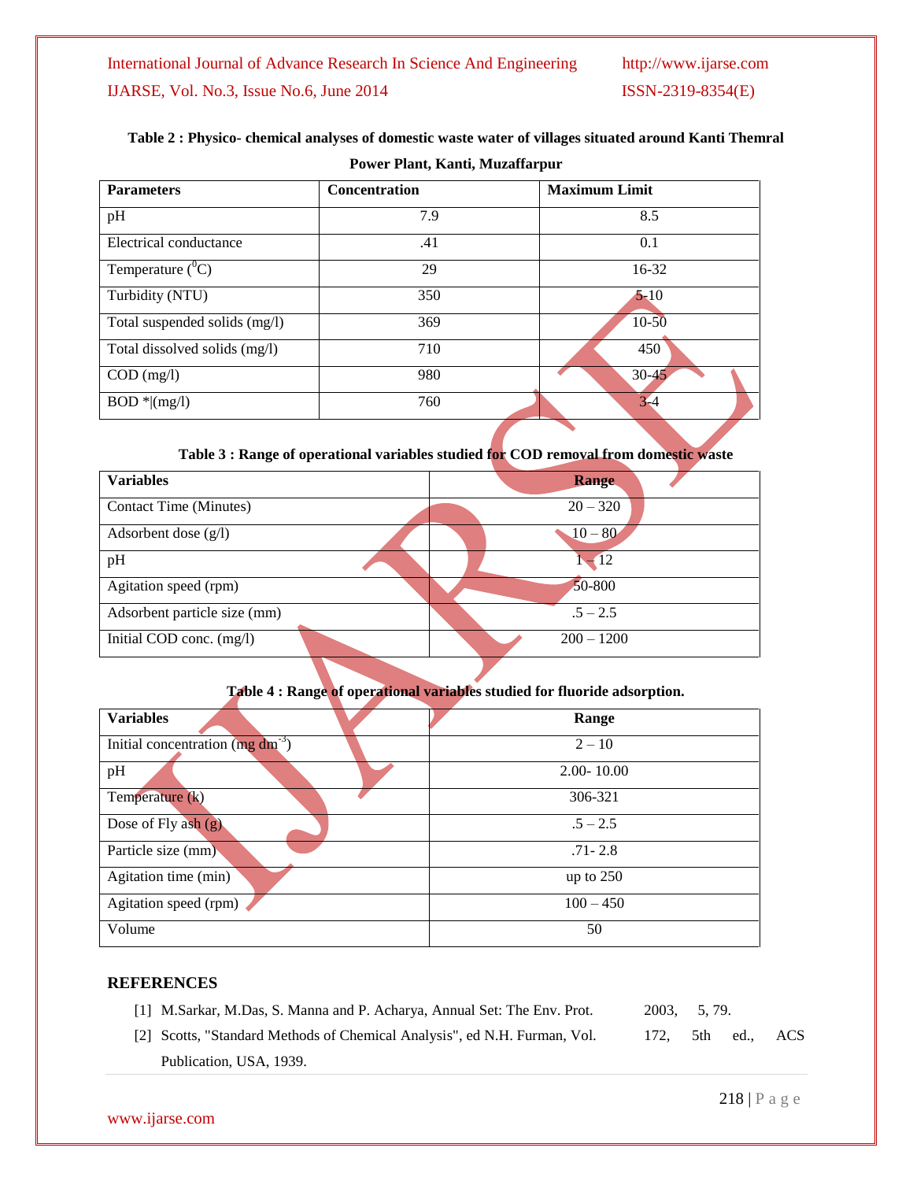**Table 2 : Physico- chemical analyses of domestic waste water of villages situated around Kanti Themral Power Plant, Kanti, Muzaffarpur**

| Parameters | Concentration | Maximum Limit |
|---|---|---|
| pH | 7.9 | 8.5 |
| Electrical conductance | .41 | 0.1 |
| Temperature ($^{0}C$) | 29 | 16-32 |
| Turbidity (NTU) | 350 | 5-10 |
| Total suspended solids (mg/l) | 369 | 10-50 |
| Total dissolved solids (mg/l) | 710 | 450 |
| COD (mg/l) | 980 | 30-45 |
| BOD *\|(mg/l) | 760 | 3-4 |

**Table 3 : Range of operational variables studied for COD removal from domestic waste**

| Variables | Range |
|---|---|
| Contact Time (Minutes) | 20 – 320 |
| Adsorbent dose (g/l) | 10 – 80 |
| pH | 1 – 12 |
| Agitation speed (rpm) | 50-800 |
| Adsorbent particle size (mm) | .5 – 2.5 |
| Initial COD conc. (mg/l) | 200 – 1200 |

**Table 4 : Range of operational variables studied for fluoride adsorption.**

| Variables | Range |
|---|---|
| Initial concentration (mg $dm^{-3}$) | 2 – 10 |
| pH | 2.00- 10.00 |
| Temperature (k) | 306-321 |
| Dose of Fly ash (g) | .5 – 2.5 |
| Particle size (mm) | .71- 2.8 |
| Agitation time (min) | up to 250 |
| Agitation speed (rpm) | 100 – 450 |
| Volume | 50 |

## REFERENCES

[1] M.Sarkar, M.Das, S. Manna and P. Acharya, Annual Set: The Env. Prot. 2003, 5, 79.

[2] Scotts, "Standard Methods of Chemical Analysis", ed N.H. Furman, Vol. 172, 5th ed., ACS Publication, USA, 1939.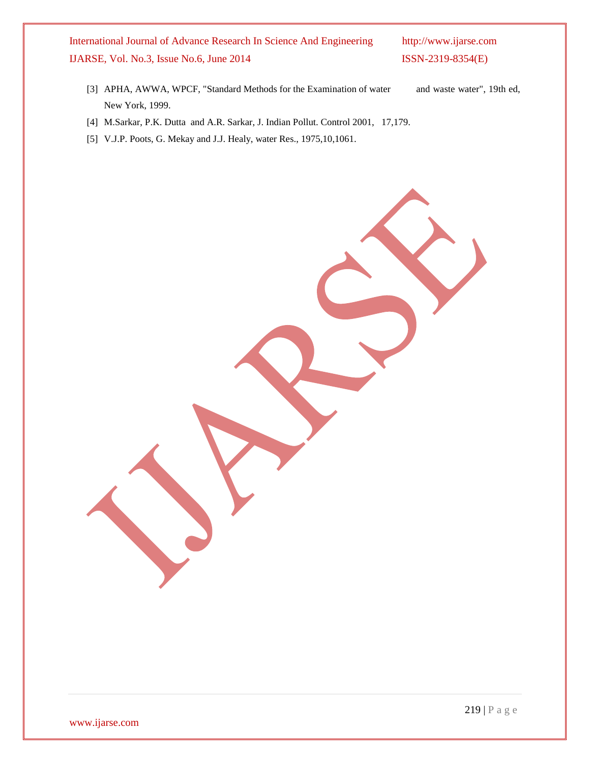[3] APHA, AWWA, WPCF, "Standard Methods for the Examination of water and waste water", 19th ed, New York, 1999.

[4] M.Sarkar, P.K. Dutta and A.R. Sarkar, J. Indian Pollut. Control 2001, 17,179.

[5] V.J.P. Poots, G. Mekay and J.J. Healy, water Res., 1975,10,1061.